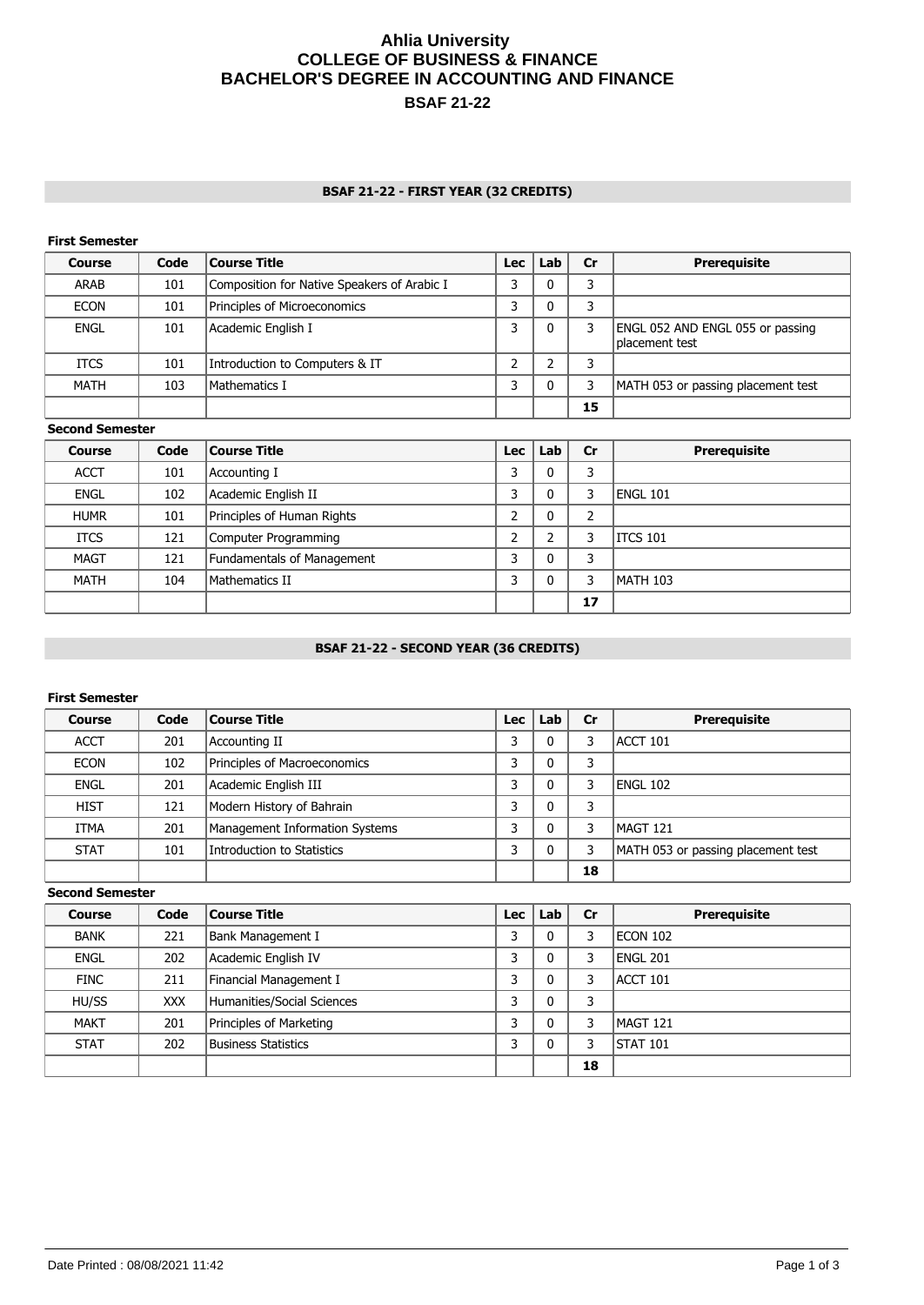# Ahlia University
## COLLEGE OF BUSINESS & FINANCE
## BACHELOR'S DEGREE IN ACCOUNTING AND FINANCE
### BSAF 21-22

## BSAF 21-22 - FIRST YEAR (32 CREDITS)

**First Semester**

| Course | Code | Course Title | Lec | Lab | Cr | Prerequisite |
|---|---|---|---|---|---|---|
| ARAB | 101 | Composition for Native Speakers of Arabic I | 3 | 0 | 3 | |
| ECON | 101 | Principles of Microeconomics | 3 | 0 | 3 | |
| ENGL | 101 | Academic English I | 3 | 0 | 3 | ENGL 052 AND ENGL 055 or passing placement test |
| ITCS | 101 | Introduction to Computers & IT | 2 | 2 | 3 | |
| MATH | 103 | Mathematics I | 3 | 0 | 3 | MATH 053 or passing placement test |
| | | | | | **15** | |

**Second Semester**

| Course | Code | Course Title | Lec | Lab | Cr | Prerequisite |
|---|---|---|---|---|---|---|
| ACCT | 101 | Accounting I | 3 | 0 | 3 | |
| ENGL | 102 | Academic English II | 3 | 0 | 3 | ENGL 101 |
| HUMR | 101 | Principles of Human Rights | 2 | 0 | 2 | |
| ITCS | 121 | Computer Programming | 2 | 2 | 3 | ITCS 101 |
| MAGT | 121 | Fundamentals of Management | 3 | 0 | 3 | |
| MATH | 104 | Mathematics II | 3 | 0 | 3 | MATH 103 |
| | | | | | **17** | |

## BSAF 21-22 - SECOND YEAR (36 CREDITS)

**First Semester**

| Course | Code | Course Title | Lec | Lab | Cr | Prerequisite |
|---|---|---|---|---|---|---|
| ACCT | 201 | Accounting II | 3 | 0 | 3 | ACCT 101 |
| ECON | 102 | Principles of Macroeconomics | 3 | 0 | 3 | |
| ENGL | 201 | Academic English III | 3 | 0 | 3 | ENGL 102 |
| HIST | 121 | Modern History of Bahrain | 3 | 0 | 3 | |
| ITMA | 201 | Management Information Systems | 3 | 0 | 3 | MAGT 121 |
| STAT | 101 | Introduction to Statistics | 3 | 0 | 3 | MATH 053 or passing placement test |
| | | | | | **18** | |

**Second Semester**

| Course | Code | Course Title | Lec | Lab | Cr | Prerequisite |
|---|---|---|---|---|---|---|
| BANK | 221 | Bank Management I | 3 | 0 | 3 | ECON 102 |
| ENGL | 202 | Academic English IV | 3 | 0 | 3 | ENGL 201 |
| FINC | 211 | Financial Management I | 3 | 0 | 3 | ACCT 101 |
| HU/SS | XXX | Humanities/Social Sciences | 3 | 0 | 3 | |
| MAKT | 201 | Principles of Marketing | 3 | 0 | 3 | MAGT 121 |
| STAT | 202 | Business Statistics | 3 | 0 | 3 | STAT 101 |
| | | | | | **18** | |

Date Printed : 08/08/2021 11:42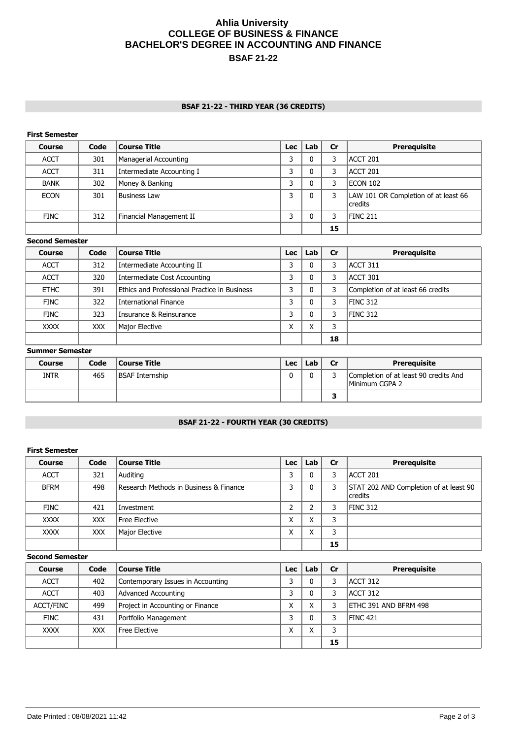# Ahlia University
## COLLEGE OF BUSINESS & FINANCE
## BACHELOR'S DEGREE IN ACCOUNTING AND FINANCE
### BSAF 21-22

## BSAF 21-22 - THIRD YEAR (36 CREDITS)

**First Semester**

| Course | Code | Course Title | Lec | Lab | Cr | Prerequisite |
|---|---|---|---|---|---|---|
| ACCT | 301 | Managerial Accounting | 3 | 0 | 3 | ACCT 201 |
| ACCT | 311 | Intermediate Accounting I | 3 | 0 | 3 | ACCT 201 |
| BANK | 302 | Money & Banking | 3 | 0 | 3 | ECON 102 |
| ECON | 301 | Business Law | 3 | 0 | 3 | LAW 101 OR Completion of at least 66 credits |
| FINC | 312 | Financial Management II | 3 | 0 | 3 | FINC 211 |
| | | | | | **15** | |

**Second Semester**

| Course | Code | Course Title | Lec | Lab | Cr | Prerequisite |
|---|---|---|---|---|---|---|
| ACCT | 312 | Intermediate Accounting II | 3 | 0 | 3 | ACCT 311 |
| ACCT | 320 | Intermediate Cost Accounting | 3 | 0 | 3 | ACCT 301 |
| ETHC | 391 | Ethics and Professional Practice in Business | 3 | 0 | 3 | Completion of at least 66 credits |
| FINC | 322 | International Finance | 3 | 0 | 3 | FINC 312 |
| FINC | 323 | Insurance & Reinsurance | 3 | 0 | 3 | FINC 312 |
| XXXX | XXX | Major Elective | X | X | 3 | |
| | | | | | **18** | |

**Summer Semester**

| Course | Code | Course Title | Lec | Lab | Cr | Prerequisite |
|---|---|---|---|---|---|---|
| INTR | 465 | BSAF Internship | 0 | 0 | 3 | Completion of at least 90 credits And Minimum CGPA 2 |
| | | | | | **3** | |

## BSAF 21-22 - FOURTH YEAR (30 CREDITS)

**First Semester**

| Course | Code | Course Title | Lec | Lab | Cr | Prerequisite |
|---|---|---|---|---|---|---|
| ACCT | 321 | Auditing | 3 | 0 | 3 | ACCT 201 |
| BFRM | 498 | Research Methods in Business & Finance | 3 | 0 | 3 | STAT 202 AND Completion of at least 90 credits |
| FINC | 421 | Investment | 2 | 2 | 3 | FINC 312 |
| XXXX | XXX | Free Elective | X | X | 3 | |
| XXXX | XXX | Major Elective | X | X | 3 | |
| | | | | | **15** | |

**Second Semester**

| Course | Code | Course Title | Lec | Lab | Cr | Prerequisite |
|---|---|---|---|---|---|---|
| ACCT | 402 | Contemporary Issues in Accounting | 3 | 0 | 3 | ACCT 312 |
| ACCT | 403 | Advanced Accounting | 3 | 0 | 3 | ACCT 312 |
| ACCT/FINC | 499 | Project in Accounting or Finance | X | X | 3 | ETHC 391 AND BFRM 498 |
| FINC | 431 | Portfolio Management | 3 | 0 | 3 | FINC 421 |
| XXXX | XXX | Free Elective | X | X | 3 | |
| | | | | | **15** | |

Date Printed : 08/08/2021 11:42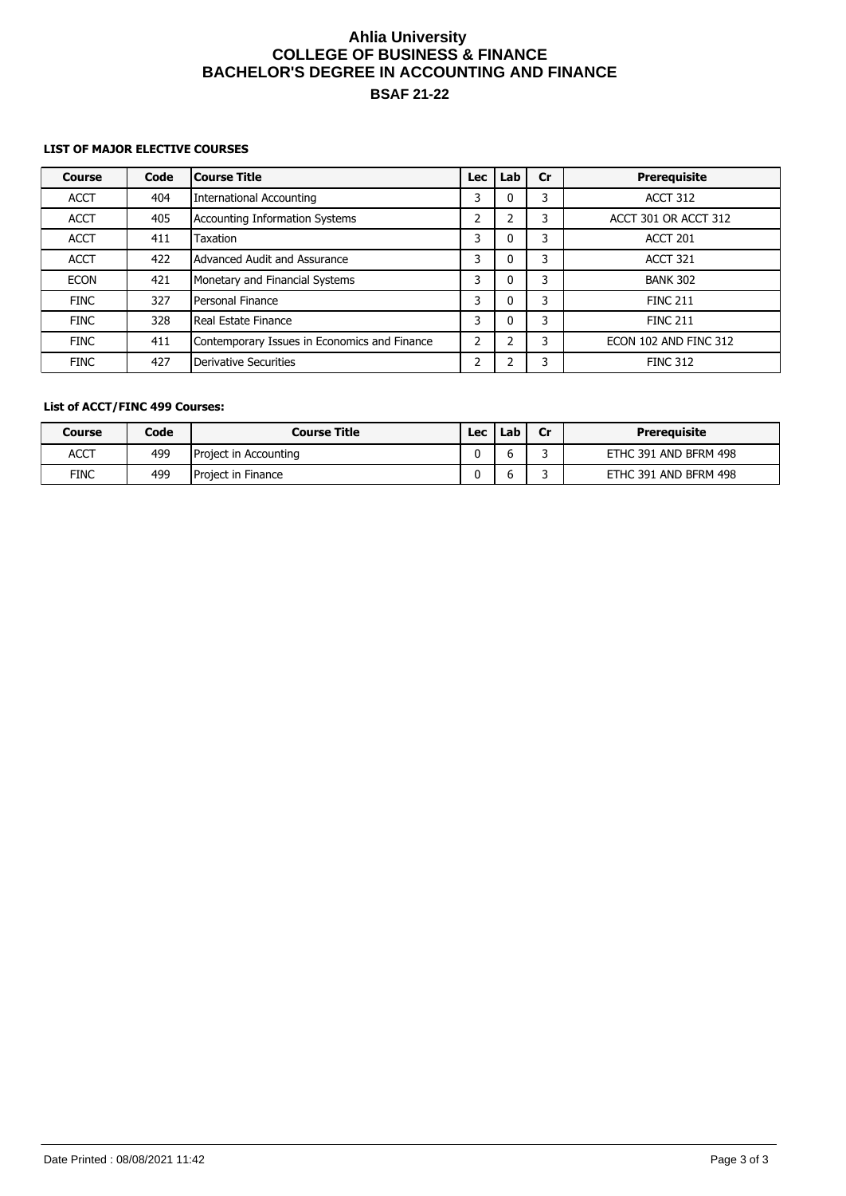# Ahlia University
## COLLEGE OF BUSINESS & FINANCE
## BACHELOR'S DEGREE IN ACCOUNTING AND FINANCE
### BSAF 21-22

**LIST OF MAJOR ELECTIVE COURSES**

| Course | Code | Course Title | Lec | Lab | Cr | Prerequisite |
|---|---|---|---|---|---|---|
| ACCT | 404 | International Accounting | 3 | 0 | 3 | ACCT 312 |
| ACCT | 405 | Accounting Information Systems | 2 | 2 | 3 | ACCT 301 OR ACCT 312 |
| ACCT | 411 | Taxation | 3 | 0 | 3 | ACCT 201 |
| ACCT | 422 | Advanced Audit and Assurance | 3 | 0 | 3 | ACCT 321 |
| ECON | 421 | Monetary and Financial Systems | 3 | 0 | 3 | BANK 302 |
| FINC | 327 | Personal Finance | 3 | 0 | 3 | FINC 211 |
| FINC | 328 | Real Estate Finance | 3 | 0 | 3 | FINC 211 |
| FINC | 411 | Contemporary Issues in Economics and Finance | 2 | 2 | 3 | ECON 102 AND FINC 312 |
| FINC | 427 | Derivative Securities | 2 | 2 | 3 | FINC 312 |

**List of ACCT/FINC 499 Courses:**

| Course | Code | Course Title | Lec | Lab | Cr | Prerequisite |
|---|---|---|---|---|---|---|
| ACCT | 499 | Project in Accounting | 0 | 6 | 3 | ETHC 391 AND BFRM 498 |
| FINC | 499 | Project in Finance | 0 | 6 | 3 | ETHC 391 AND BFRM 498 |

Date Printed : 08/08/2021 11:42